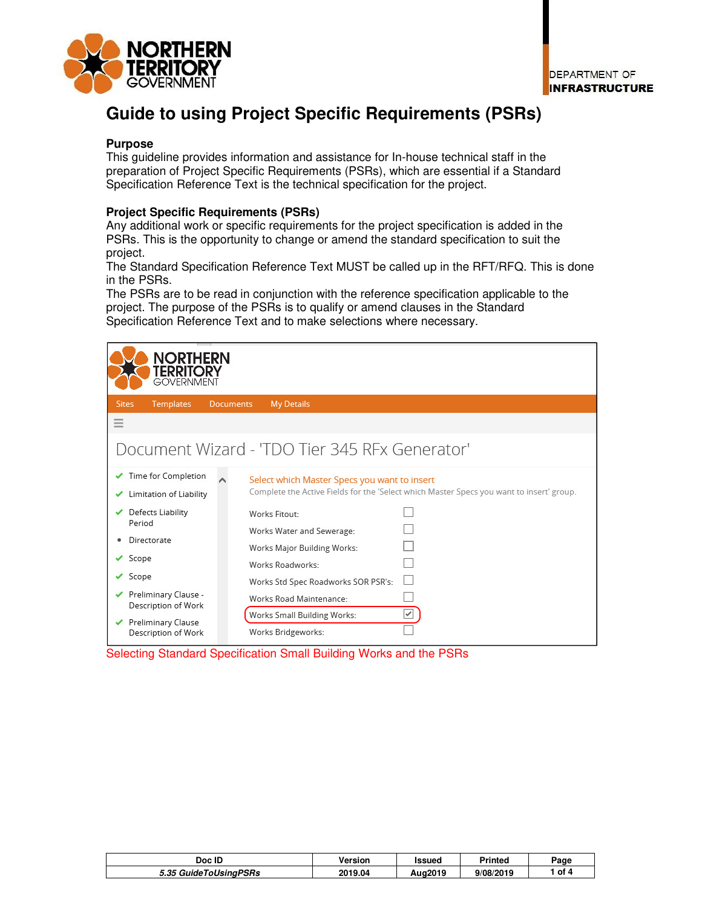DEPARTMENT OF **INFRASTRUCTURE**

# Guide to using Project Specific Requirements (PSRs)

**Purpose**

This guideline provides information and assistance for In-house technical staff in the preparation of Project Specific Requirements (PSRs), which are essential if a Standard Specification Reference Text is the technical specification for the project.

**Project Specific Requirements (PSRs)**

Any additional work or specific requirements for the project specification is added in the PSRs. This is the opportunity to change or amend the standard specification to suit the project.

The Standard Specification Reference Text MUST be called up in the RFT/RFQ. This is done in the PSRs.

The PSRs are to be read in conjunction with the reference specification applicable to the project. The purpose of the PSRs is to qualify or amend clauses in the Standard Specification Reference Text and to make selections where necessary.

Selecting Standard Specification Small Building Works and the PSRs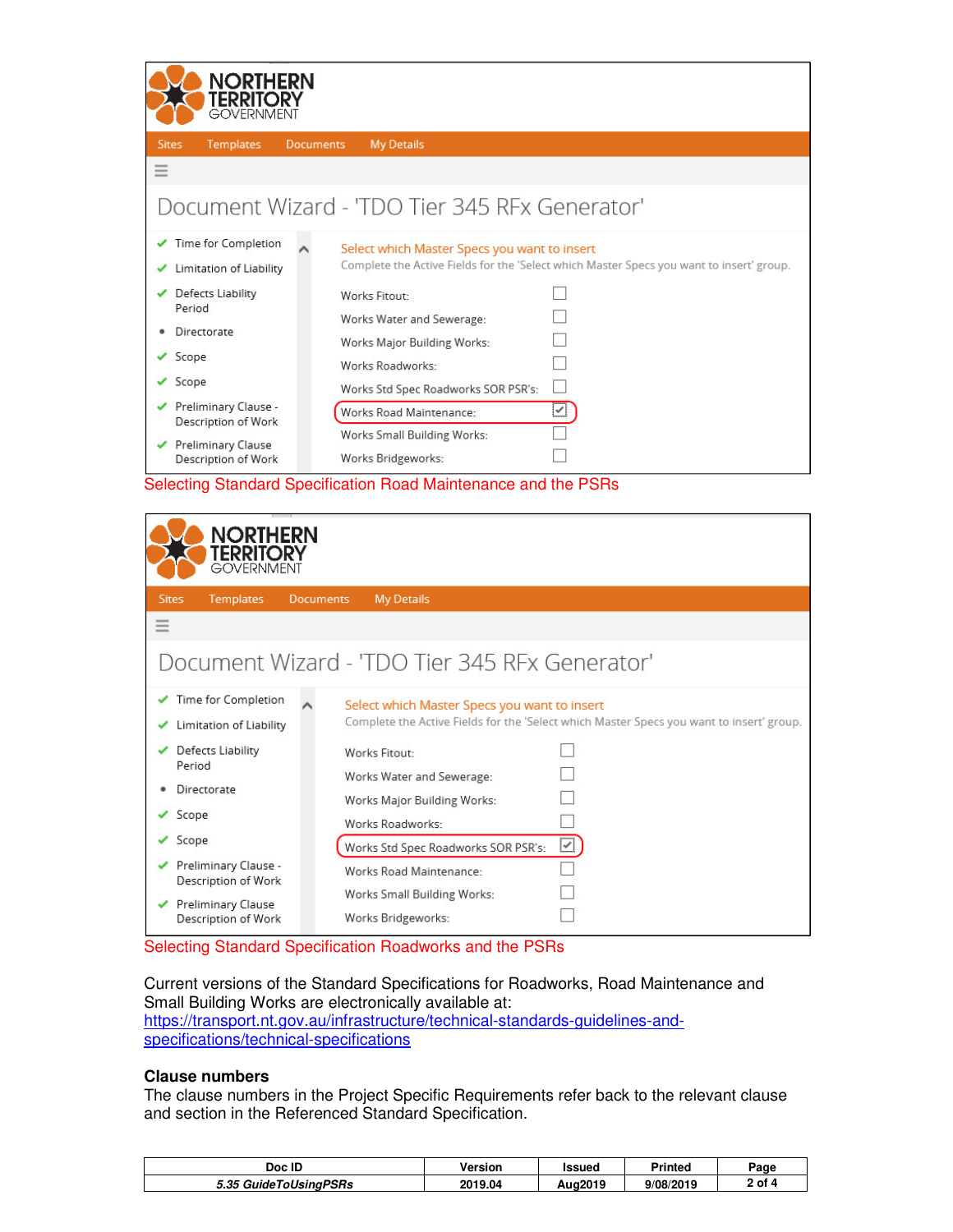Selecting Standard Specification Road Maintenance and the PSRs

Selecting Standard Specification Roadworks and the PSRs

Current versions of the Standard Specifications for Roadworks, Road Maintenance and Small Building Works are electronically available at:
[https://transport.nt.gov.au/infrastructure/technical-standards-guidelines-and-specifications/technical-specifications](https://transport.nt.gov.au/infrastructure/technical-standards-guidelines-and-specifications/technical-specifications)

### Clause numbers

The clause numbers in the Project Specific Requirements refer back to the relevant clause and section in the Referenced Standard Specification.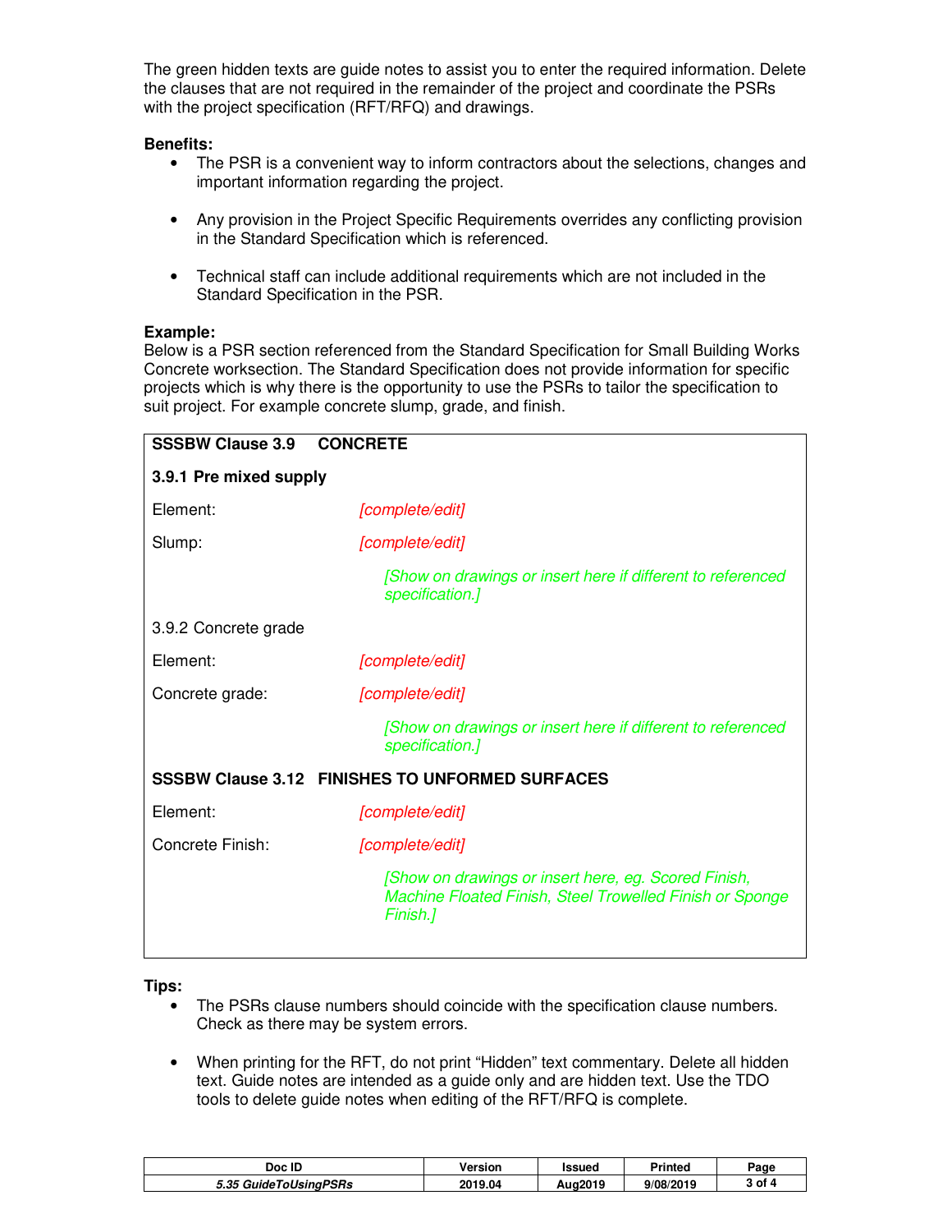The green hidden texts are guide notes to assist you to enter the required information. Delete the clauses that are not required in the remainder of the project and coordinate the PSRs with the project specification (RFT/RFQ) and drawings.

**Benefits:**

- The PSR is a convenient way to inform contractors about the selections, changes and important information regarding the project.
- Any provision in the Project Specific Requirements overrides any conflicting provision in the Standard Specification which is referenced.
- Technical staff can include additional requirements which are not included in the Standard Specification in the PSR.

**Example:**

Below is a PSR section referenced from the Standard Specification for Small Building Works Concrete worksection. The Standard Specification does not provide information for specific projects which is why there is the opportunity to use the PSRs to tailor the specification to suit project. For example concrete slump, grade, and finish.

**SSSBW Clause 3.9 CONCRETE**

**3.9.1 Pre mixed supply**

Element: *[complete/edit]*

Slump: *[complete/edit]*

*[Show on drawings or insert here if different to referenced specification.]*

3.9.2 Concrete grade

Element: *[complete/edit]*

Concrete grade: *[complete/edit]*

*[Show on drawings or insert here if different to referenced specification.]*

**SSSBW Clause 3.12 FINISHES TO UNFORMED SURFACES**

Element: *[complete/edit]*

Concrete Finish: *[complete/edit]*

*[Show on drawings or insert here, eg. Scored Finish, Machine Floated Finish, Steel Trowelled Finish or Sponge Finish.]*

**Tips:**

- The PSRs clause numbers should coincide with the specification clause numbers. Check as there may be system errors.
- When printing for the RFT, do not print "Hidden" text commentary. Delete all hidden text. Guide notes are intended as a guide only and are hidden text. Use the TDO tools to delete guide notes when editing of the RFT/RFQ is complete.

| Doc ID | Version | Issued | Printed | Page |
|---|---|---|---|---|
| *5.35 GuideToUsingPSRs* | 2019.04 | Aug2019 | 9/08/2019 | 3 of 4 |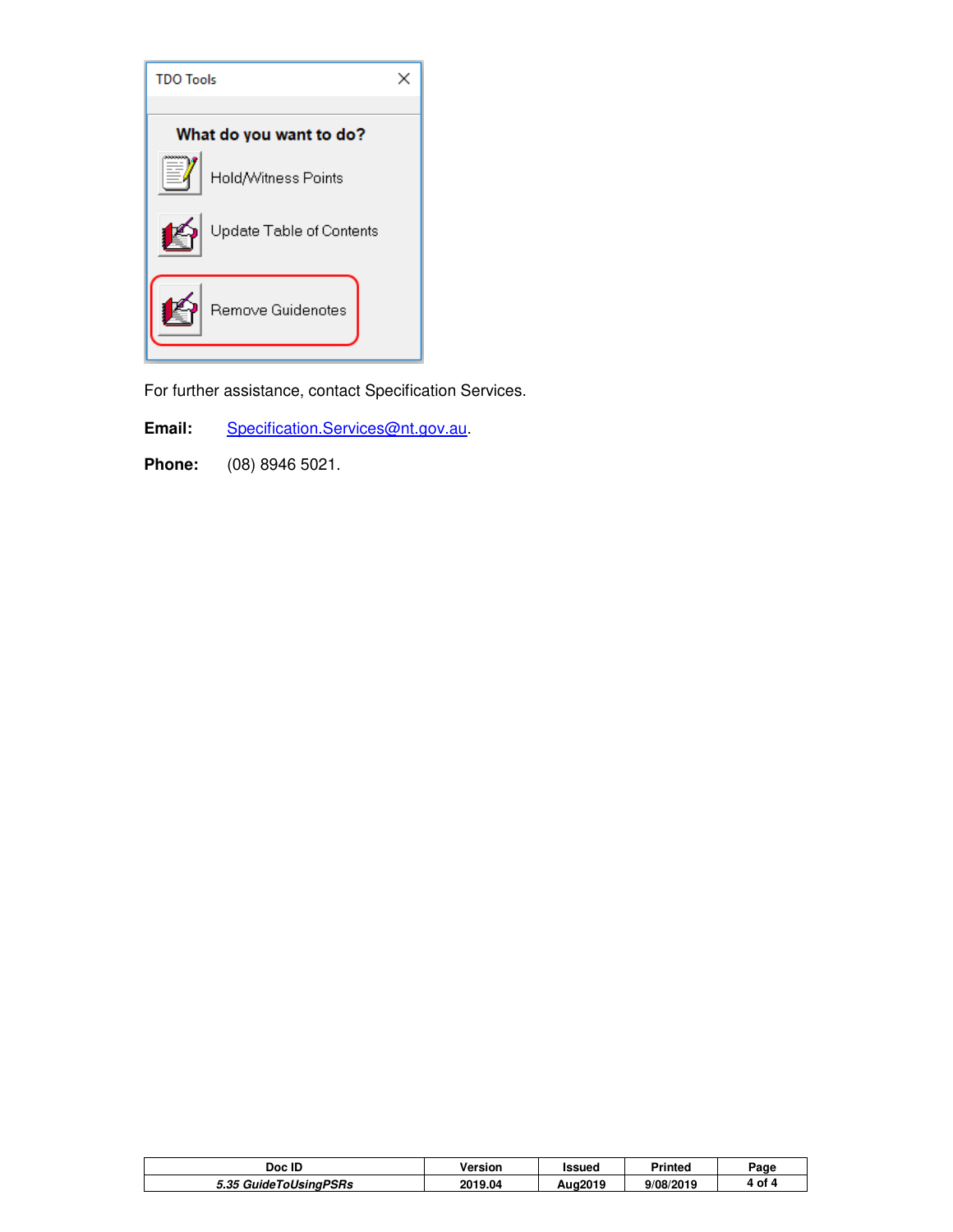For further assistance, contact Specification Services.

**Email:** Specification.Services@nt.gov.au.

**Phone:** (08) 8946 5021.